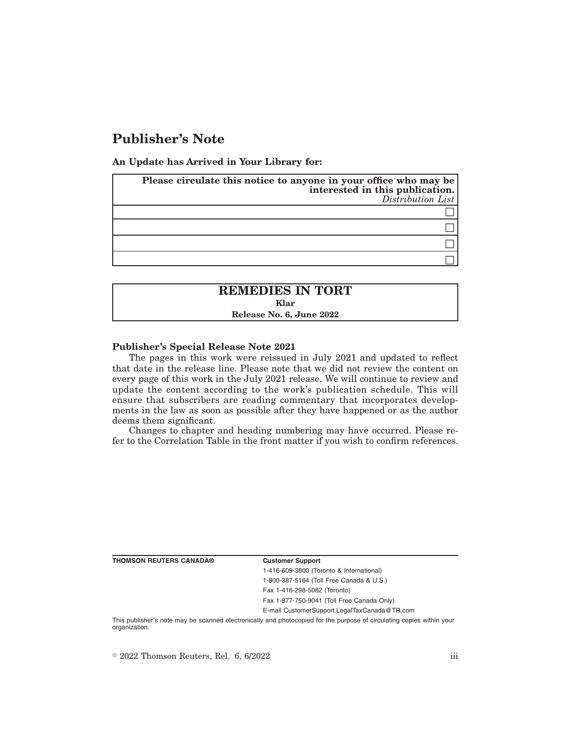# Publisher's Note

**An Update has Arrived in Your Library for:**

| **Please circulate this notice to anyone in your office who may be interested in this publication.** *Distribution List* |
|---|
| ☐ |
| ☐ |
| ☐ |
| ☐ |

| **REMEDIES IN TORT** |
|---|
| **Klar** |
| **Release No. 6, June 2022** |

**Publisher's Special Release Note 2021**

The pages in this work were reissued in July 2021 and updated to reflect that date in the release line. Please note that we did not review the content on every page of this work in the July 2021 release. We will continue to review and update the content according to the work's publication schedule. This will ensure that subscribers are reading commentary that incorporates developments in the law as soon as possible after they have happened or as the author deems them significant.

Changes to chapter and heading numbering may have occurred. Please refer to the Correlation Table in the front matter if you wish to confirm references.

**THOMSON REUTERS CANADA®**

**Customer Support**

1-416-609-3800 (Toronto & International)

1-800-387-5164 (Toll Free Canada & U.S.)

Fax 1-416-298-5082 (Toronto)

Fax 1-877-750-9041 (Toll Free Canada Only)

E-mail CustomerSupport.LegalTaxCanada@TR.com

This publisher's note may be scanned electronically and photocopied for the purpose of circulating copies within your organization.

© 2022 Thomson Reuters, Rel. 6, 6/2022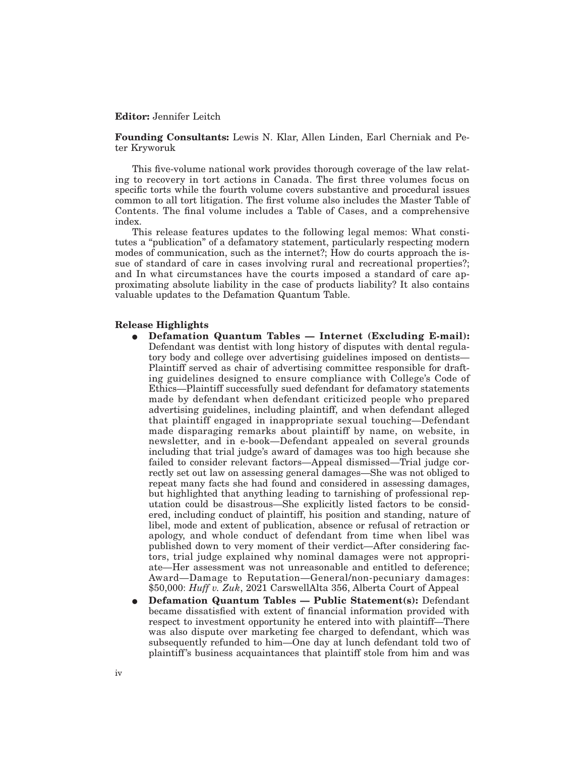**Editor:** Jennifer Leitch

**Founding Consultants:** Lewis N. Klar, Allen Linden, Earl Cherniak and Peter Kryworuk

This five-volume national work provides thorough coverage of the law relating to recovery in tort actions in Canada. The first three volumes focus on specific torts while the fourth volume covers substantive and procedural issues common to all tort litigation. The first volume also includes the Master Table of Contents. The final volume includes a Table of Cases, and a comprehensive index.

This release features updates to the following legal memos: What constitutes a "publication" of a defamatory statement, particularly respecting modern modes of communication, such as the internet?; How do courts approach the issue of standard of care in cases involving rural and recreational properties?; and In what circumstances have the courts imposed a standard of care approximating absolute liability in the case of products liability? It also contains valuable updates to the Defamation Quantum Table.

**Release Highlights**

- **Defamation Quantum Tables — Internet (Excluding E-mail):** Defendant was dentist with long history of disputes with dental regulatory body and college over advertising guidelines imposed on dentists—Plaintiff served as chair of advertising committee responsible for drafting guidelines designed to ensure compliance with College's Code of Ethics—Plaintiff successfully sued defendant for defamatory statements made by defendant when defendant criticized people who prepared advertising guidelines, including plaintiff, and when defendant alleged that plaintiff engaged in inappropriate sexual touching—Defendant made disparaging remarks about plaintiff by name, on website, in newsletter, and in e-book—Defendant appealed on several grounds including that trial judge's award of damages was too high because she failed to consider relevant factors—Appeal dismissed—Trial judge correctly set out law on assessing general damages—She was not obliged to repeat many facts she had found and considered in assessing damages, but highlighted that anything leading to tarnishing of professional reputation could be disastrous—She explicitly listed factors to be considered, including conduct of plaintiff, his position and standing, nature of libel, mode and extent of publication, absence or refusal of retraction or apology, and whole conduct of defendant from time when libel was published down to very moment of their verdict—After considering factors, trial judge explained why nominal damages were not appropriate—Her assessment was not unreasonable and entitled to deference; Award—Damage to Reputation—General/non-pecuniary damages: $50,000: *Huff v. Zuk*, 2021 CarswellAlta 356, Alberta Court of Appeal
- **Defamation Quantum Tables — Public Statement(s):** Defendant became dissatisfied with extent of financial information provided with respect to investment opportunity he entered into with plaintiff—There was also dispute over marketing fee charged to defendant, which was subsequently refunded to him—One day at lunch defendant told two of plaintiff's business acquaintances that plaintiff stole from him and was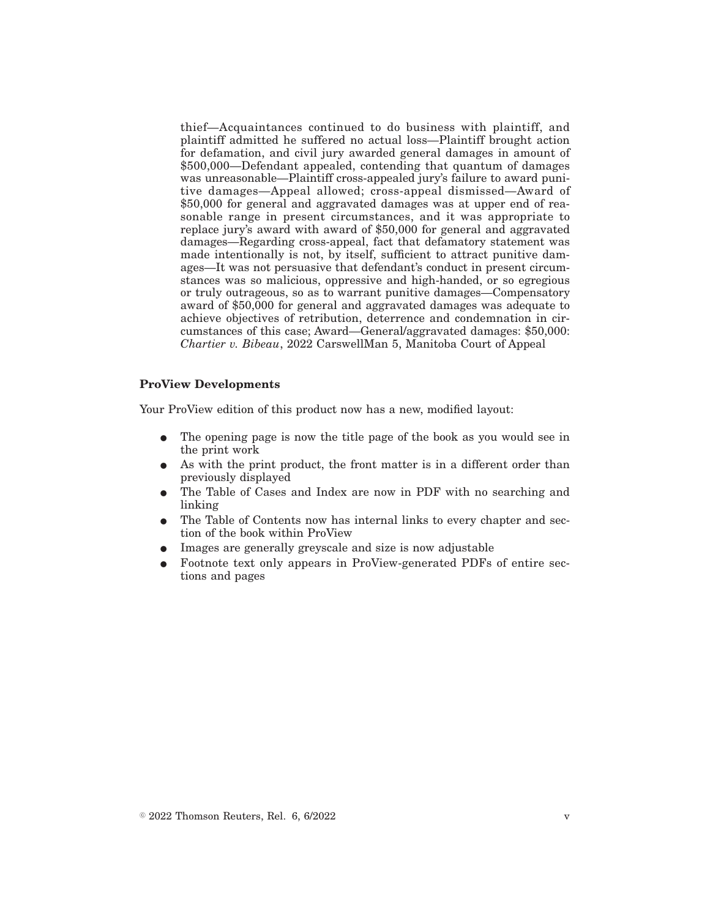thief—Acquaintances continued to do business with plaintiff, and plaintiff admitted he suffered no actual loss—Plaintiff brought action for defamation, and civil jury awarded general damages in amount of $500,000—Defendant appealed, contending that quantum of damages was unreasonable—Plaintiff cross-appealed jury's failure to award punitive damages—Appeal allowed; cross-appeal dismissed—Award of $50,000 for general and aggravated damages was at upper end of reasonable range in present circumstances, and it was appropriate to replace jury's award with award of $50,000 for general and aggravated damages—Regarding cross-appeal, fact that defamatory statement was made intentionally is not, by itself, sufficient to attract punitive damages—It was not persuasive that defendant's conduct in present circumstances was so malicious, oppressive and high-handed, or so egregious or truly outrageous, so as to warrant punitive damages—Compensatory award of $50,000 for general and aggravated damages was adequate to achieve objectives of retribution, deterrence and condemnation in circumstances of this case; Award—General/aggravated damages: $50,000: *Chartier v. Bibeau*, 2022 CarswellMan 5, Manitoba Court of Appeal

**ProView Developments**

Your ProView edition of this product now has a new, modified layout:

- The opening page is now the title page of the book as you would see in the print work
- As with the print product, the front matter is in a different order than previously displayed
- The Table of Cases and Index are now in PDF with no searching and linking
- The Table of Contents now has internal links to every chapter and section of the book within ProView
- Images are generally greyscale and size is now adjustable
- Footnote text only appears in ProView-generated PDFs of entire sections and pages